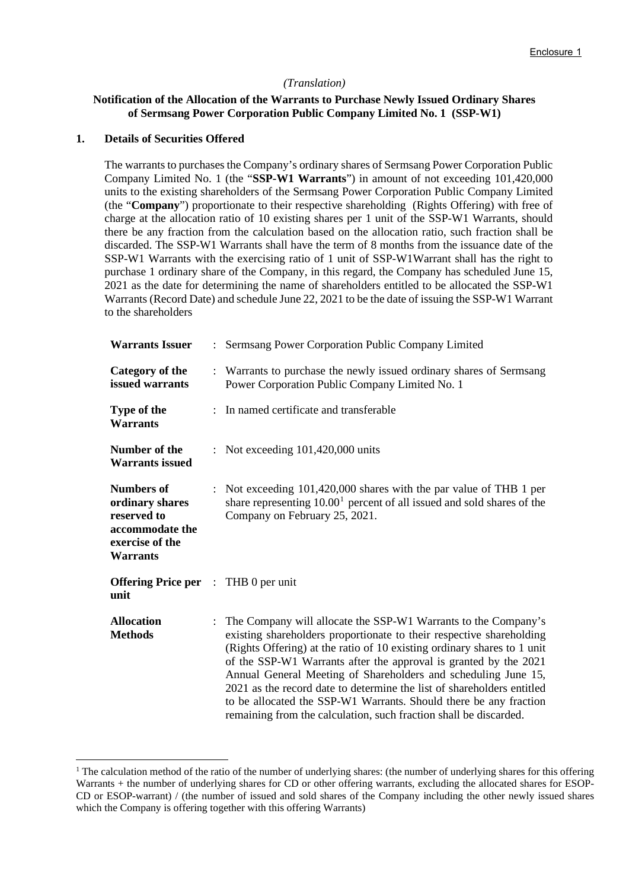Enclosure 1

*(Translation)*

**Notification of the Allocation of the Warrants to Purchase Newly Issued Ordinary Shares of Sermsang Power Corporation Public Company Limited No. 1 (SSP-W1)**

## 1. Details of Securities Offered

The warrants to purchases the Company's ordinary shares of Sermsang Power Corporation Public Company Limited No. 1 (the "**SSP-W1 Warrants**") in amount of not exceeding 101,420,000 units to the existing shareholders of the Sermsang Power Corporation Public Company Limited (the "**Company**") proportionate to their respective shareholding (Rights Offering) with free of charge at the allocation ratio of 10 existing shares per 1 unit of the SSP-W1 Warrants, should there be any fraction from the calculation based on the allocation ratio, such fraction shall be discarded. The SSP-W1 Warrants shall have the term of 8 months from the issuance date of the SSP-W1 Warrants with the exercising ratio of 1 unit of SSP-W1Warrant shall has the right to purchase 1 ordinary share of the Company, in this regard, the Company has scheduled June 15, 2021 as the date for determining the name of shareholders entitled to be allocated the SSP-W1 Warrants (Record Date) and schedule June 22, 2021 to be the date of issuing the SSP-W1 Warrant to the shareholders

| | | |
|---|---|---|
| **Warrants Issuer** | : | Sermsang Power Corporation Public Company Limited |
| **Category of the issued warrants** | : | Warrants to purchase the newly issued ordinary shares of Sermsang Power Corporation Public Company Limited No. 1 |
| **Type of the Warrants** | : | In named certificate and transferable |
| **Number of the Warrants issued** | : | Not exceeding 101,420,000 units |
| **Numbers of ordinary shares reserved to accommodate the exercise of the Warrants** | : | Not exceeding 101,420,000 shares with the par value of THB 1 per share representing 10.00[1] percent of all issued and sold shares of the Company on February 25, 2021. |
| **Offering Price per unit** | : | THB 0 per unit |
| **Allocation Methods** | : | The Company will allocate the SSP-W1 Warrants to the Company's existing shareholders proportionate to their respective shareholding (Rights Offering) at the ratio of 10 existing ordinary shares to 1 unit of the SSP-W1 Warrants after the approval is granted by the 2021 Annual General Meeting of Shareholders and scheduling June 15, 2021 as the record date to determine the list of shareholders entitled to be allocated the SSP-W1 Warrants. Should there be any fraction remaining from the calculation, such fraction shall be discarded. |

[1] The calculation method of the ratio of the number of underlying shares: (the number of underlying shares for this offering Warrants + the number of underlying shares for CD or other offering warrants, excluding the allocated shares for ESOP-CD or ESOP-warrant) / (the number of issued and sold shares of the Company including the other newly issued shares which the Company is offering together with this offering Warrants)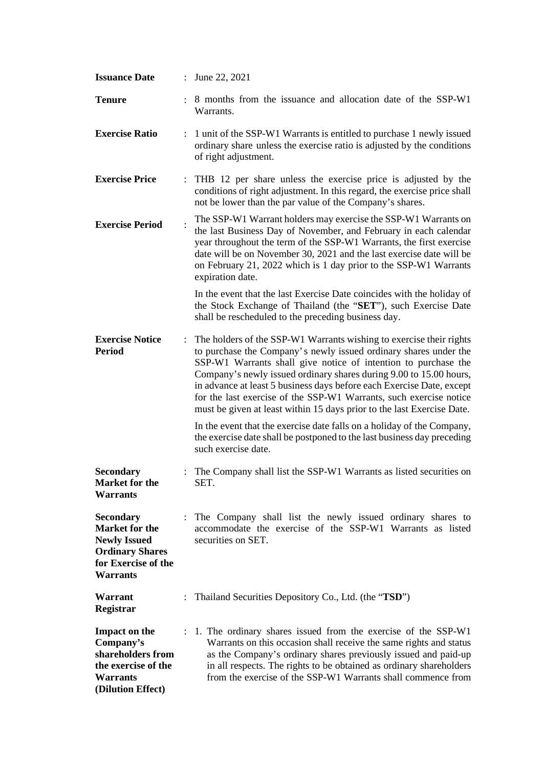| | | |
|---|---|---|
| **Issuance Date** | : | June 22, 2021 |
| **Tenure** | : | 8 months from the issuance and allocation date of the SSP-W1 Warrants. |
| **Exercise Ratio** | : | 1 unit of the SSP-W1 Warrants is entitled to purchase 1 newly issued ordinary share unless the exercise ratio is adjusted by the conditions of right adjustment. |
| **Exercise Price** | : | THB 12 per share unless the exercise price is adjusted by the conditions of right adjustment. In this regard, the exercise price shall not be lower than the par value of the Company's shares. |
| **Exercise Period** | : | The SSP-W1 Warrant holders may exercise the SSP-W1 Warrants on the last Business Day of November, and February in each calendar year throughout the term of the SSP-W1 Warrants, the first exercise date will be on November 30, 2021 and the last exercise date will be on February 21, 2022 which is 1 day prior to the SSP-W1 Warrants expiration date.<br><br>In the event that the last Exercise Date coincides with the holiday of the Stock Exchange of Thailand (the "**SET**"), such Exercise Date shall be rescheduled to the preceding business day. |
| **Exercise Notice Period** | : | The holders of the SSP-W1 Warrants wishing to exercise their rights to purchase the Company's newly issued ordinary shares under the SSP-W1 Warrants shall give notice of intention to purchase the Company's newly issued ordinary shares during 9.00 to 15.00 hours, in advance at least 5 business days before each Exercise Date, except for the last exercise of the SSP-W1 Warrants, such exercise notice must be given at least within 15 days prior to the last Exercise Date.<br><br>In the event that the exercise date falls on a holiday of the Company, the exercise date shall be postponed to the last business day preceding such exercise date. |
| **Secondary Market for the Warrants** | : | The Company shall list the SSP-W1 Warrants as listed securities on SET. |
| **Secondary Market for the Newly Issued Ordinary Shares for Exercise of the Warrants** | : | The Company shall list the newly issued ordinary shares to accommodate the exercise of the SSP-W1 Warrants as listed securities on SET. |
| **Warrant Registrar** | : | Thailand Securities Depository Co., Ltd. (the "**TSD**") |
| **Impact on the Company's shareholders from the exercise of the Warrants (Dilution Effect)** | : | 1. The ordinary shares issued from the exercise of the SSP-W1 Warrants on this occasion shall receive the same rights and status as the Company's ordinary shares previously issued and paid-up in all respects. The rights to be obtained as ordinary shareholders from the exercise of the SSP-W1 Warrants shall commence from |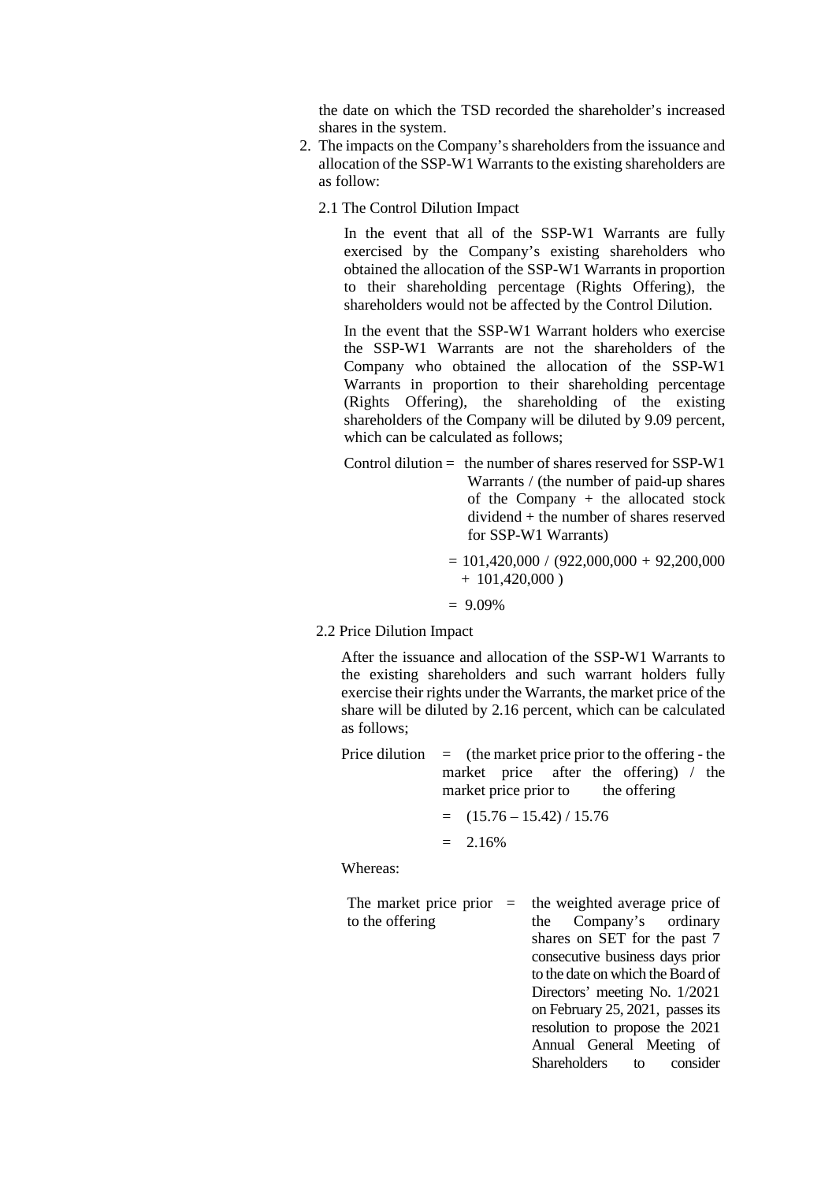the date on which the TSD recorded the shareholder's increased shares in the system.

2. The impacts on the Company's shareholders from the issuance and allocation of the SSP-W1 Warrants to the existing shareholders are as follow:

   2.1 The Control Dilution Impact

   In the event that all of the SSP-W1 Warrants are fully exercised by the Company's existing shareholders who obtained the allocation of the SSP-W1 Warrants in proportion to their shareholding percentage (Rights Offering), the shareholders would not be affected by the Control Dilution.

   In the event that the SSP-W1 Warrant holders who exercise the SSP-W1 Warrants are not the shareholders of the Company who obtained the allocation of the SSP-W1 Warrants in proportion to their shareholding percentage (Rights Offering), the shareholding of the existing shareholders of the Company will be diluted by 9.09 percent, which can be calculated as follows;

   Control dilution = the number of shares reserved for SSP-W1 Warrants / (the number of paid-up shares of the Company + the allocated stock dividend + the number of shares reserved for SSP-W1 Warrants)

   = 101,420,000 / (922,000,000 + 92,200,000 + 101,420,000 )

   = 9.09%

   2.2 Price Dilution Impact

   After the issuance and allocation of the SSP-W1 Warrants to the existing shareholders and such warrant holders fully exercise their rights under the Warrants, the market price of the share will be diluted by 2.16 percent, which can be calculated as follows;

   Price dilution = (the market price prior to the offering - the market price after the offering) / the market price prior to the offering

   = (15.76 – 15.42) / 15.76

   = 2.16%

   Whereas:

   | | | |
   |---|---|---|
   | The market price prior to the offering | = | the weighted average price of the Company's ordinary shares on SET for the past 7 consecutive business days prior to the date on which the Board of Directors' meeting No. 1/2021 on February 25, 2021, passes its resolution to propose the 2021 Annual General Meeting of Shareholders to consider |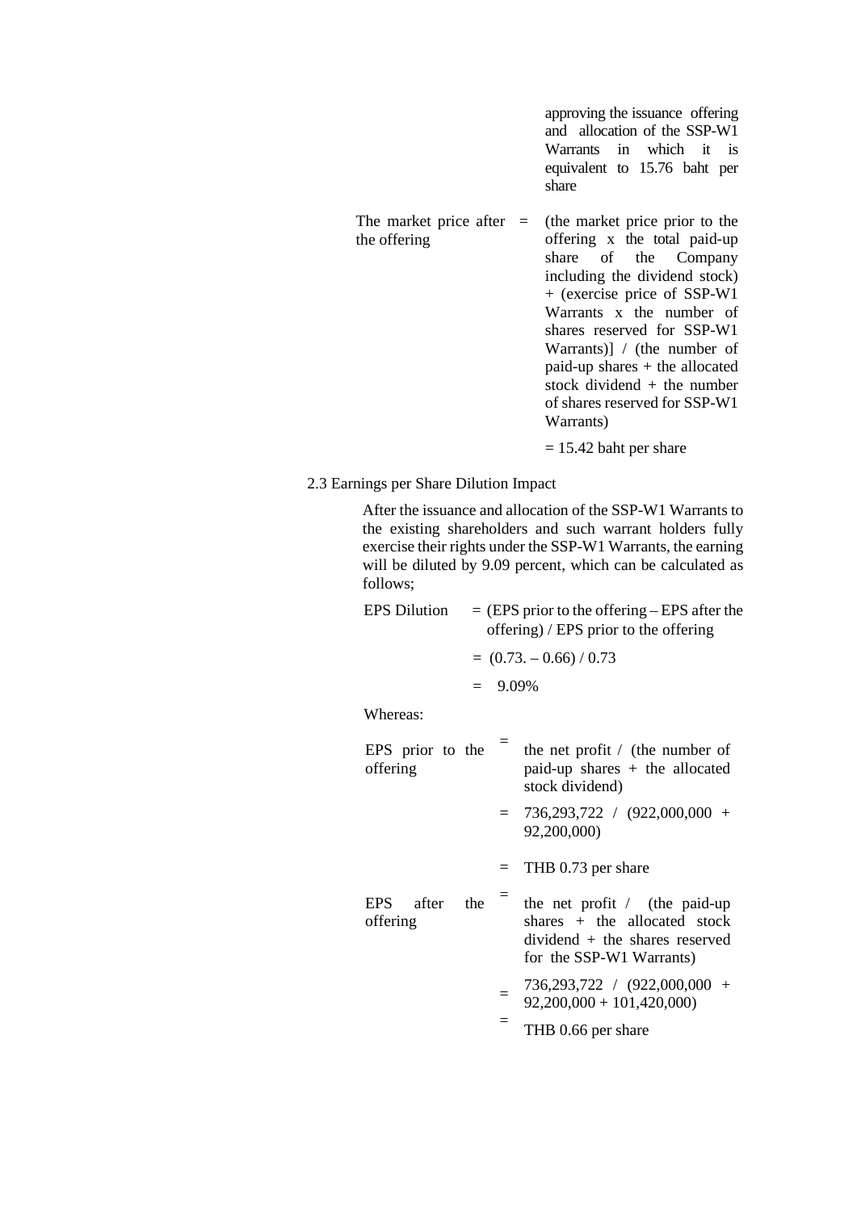approving the issuance offering and allocation of the SSP-W1 Warrants in which it is equivalent to 15.76 baht per share

| | | |
|---|---|---|
| The market price after the offering | = | (the market price prior to the offering x the total paid-up share of the Company including the dividend stock) + (exercise price of SSP-W1 Warrants x the number of shares reserved for SSP-W1 Warrants)] / (the number of paid-up shares + the allocated stock dividend + the number of shares reserved for SSP-W1 Warrants) |
| | | = 15.42 baht per share |

2.3 Earnings per Share Dilution Impact

After the issuance and allocation of the SSP-W1 Warrants to the existing shareholders and such warrant holders fully exercise their rights under the SSP-W1 Warrants, the earning will be diluted by 9.09 percent, which can be calculated as follows;

| | |
|---|---|
| EPS Dilution | = (EPS prior to the offering – EPS after the offering) / EPS prior to the offering |
| | = (0.73. – 0.66) / 0.73 |
| | = 9.09% |

Whereas:

| | | |
|---|---|---|
| EPS prior to the offering | = | the net profit / (the number of paid-up shares + the allocated stock dividend) |
| | = | 736,293,722 / (922,000,000 + 92,200,000) |
| | = | THB 0.73 per share |
| EPS after the offering | = | the net profit / (the paid-up shares + the allocated stock dividend + the shares reserved for the SSP-W1 Warrants) |
| | = | 736,293,722 / (922,000,000 + 92,200,000 + 101,420,000) |
| | = | THB 0.66 per share |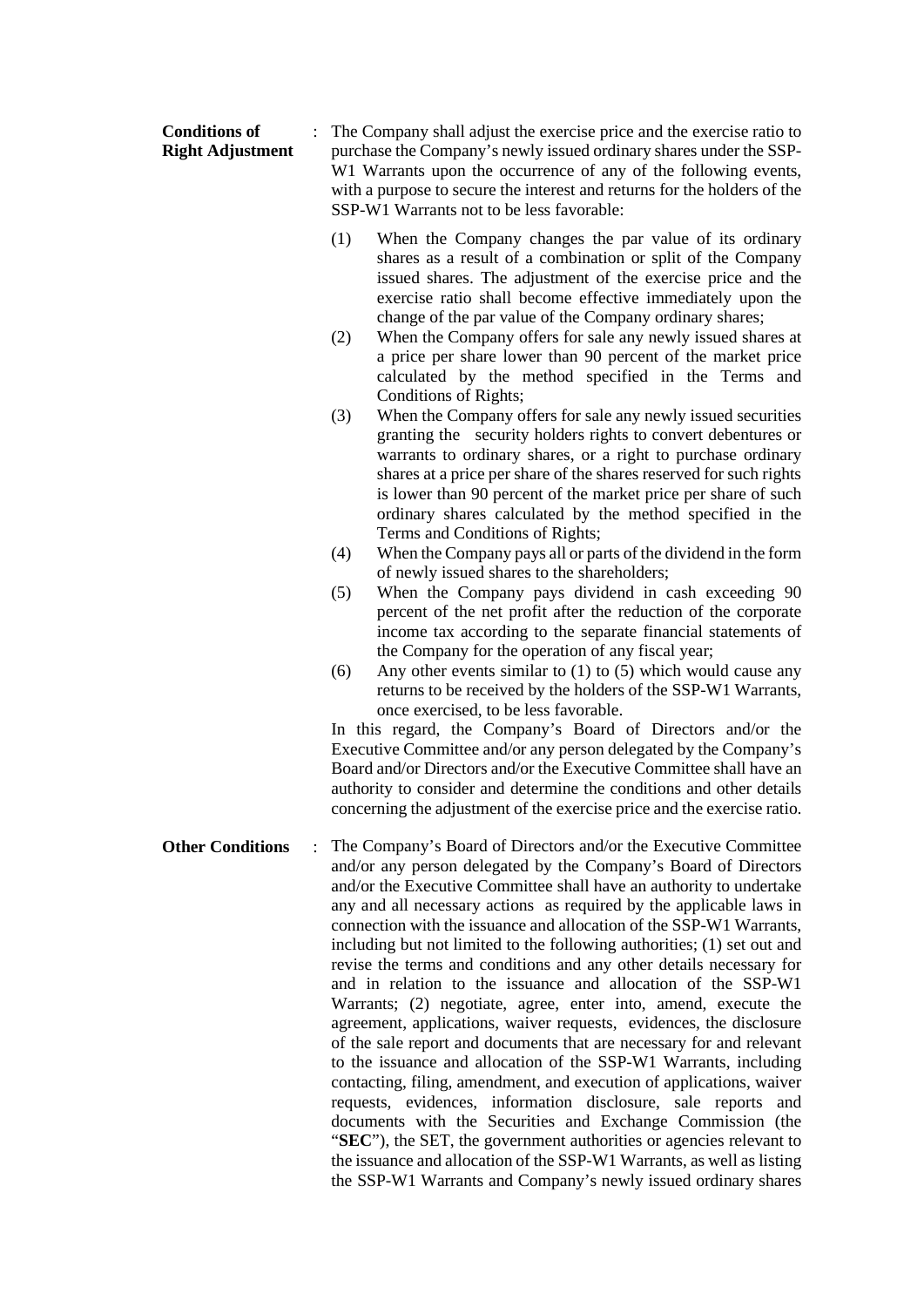**Conditions of Right Adjustment** : The Company shall adjust the exercise price and the exercise ratio to purchase the Company's newly issued ordinary shares under the SSP-W1 Warrants upon the occurrence of any of the following events, with a purpose to secure the interest and returns for the holders of the SSP-W1 Warrants not to be less favorable:

(1) When the Company changes the par value of its ordinary shares as a result of a combination or split of the Company issued shares. The adjustment of the exercise price and the exercise ratio shall become effective immediately upon the change of the par value of the Company ordinary shares;

(2) When the Company offers for sale any newly issued shares at a price per share lower than 90 percent of the market price calculated by the method specified in the Terms and Conditions of Rights;

(3) When the Company offers for sale any newly issued securities granting the security holders rights to convert debentures or warrants to ordinary shares, or a right to purchase ordinary shares at a price per share of the shares reserved for such rights is lower than 90 percent of the market price per share of such ordinary shares calculated by the method specified in the Terms and Conditions of Rights;

(4) When the Company pays all or parts of the dividend in the form of newly issued shares to the shareholders;

(5) When the Company pays dividend in cash exceeding 90 percent of the net profit after the reduction of the corporate income tax according to the separate financial statements of the Company for the operation of any fiscal year;

(6) Any other events similar to (1) to (5) which would cause any returns to be received by the holders of the SSP-W1 Warrants, once exercised, to be less favorable.

In this regard, the Company's Board of Directors and/or the Executive Committee and/or any person delegated by the Company's Board and/or Directors and/or the Executive Committee shall have an authority to consider and determine the conditions and other details concerning the adjustment of the exercise price and the exercise ratio.

**Other Conditions** : The Company's Board of Directors and/or the Executive Committee and/or any person delegated by the Company's Board of Directors and/or the Executive Committee shall have an authority to undertake any and all necessary actions as required by the applicable laws in connection with the issuance and allocation of the SSP-W1 Warrants, including but not limited to the following authorities; (1) set out and revise the terms and conditions and any other details necessary for and in relation to the issuance and allocation of the SSP-W1 Warrants; (2) negotiate, agree, enter into, amend, execute the agreement, applications, waiver requests, evidences, the disclosure of the sale report and documents that are necessary for and relevant to the issuance and allocation of the SSP-W1 Warrants, including contacting, filing, amendment, and execution of applications, waiver requests, evidences, information disclosure, sale reports and documents with the Securities and Exchange Commission (the "**SEC**"), the SET, the government authorities or agencies relevant to the issuance and allocation of the SSP-W1 Warrants, as well as listing the SSP-W1 Warrants and Company's newly issued ordinary shares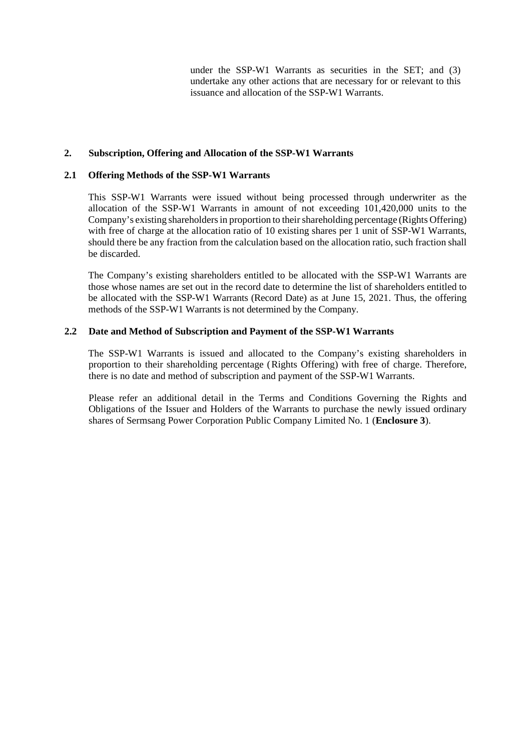under the SSP-W1 Warrants as securities in the SET; and (3) undertake any other actions that are necessary for or relevant to this issuance and allocation of the SSP-W1 Warrants.

## 2. Subscription, Offering and Allocation of the SSP-W1 Warrants

### 2.1 Offering Methods of the SSP-W1 Warrants

This SSP-W1 Warrants were issued without being processed through underwriter as the allocation of the SSP-W1 Warrants in amount of not exceeding 101,420,000 units to the Company's existing shareholders in proportion to their shareholding percentage (Rights Offering) with free of charge at the allocation ratio of 10 existing shares per 1 unit of SSP-W1 Warrants, should there be any fraction from the calculation based on the allocation ratio, such fraction shall be discarded.

The Company's existing shareholders entitled to be allocated with the SSP-W1 Warrants are those whose names are set out in the record date to determine the list of shareholders entitled to be allocated with the SSP-W1 Warrants (Record Date) as at June 15, 2021. Thus, the offering methods of the SSP-W1 Warrants is not determined by the Company.

### 2.2 Date and Method of Subscription and Payment of the SSP-W1 Warrants

The SSP-W1 Warrants is issued and allocated to the Company's existing shareholders in proportion to their shareholding percentage (Rights Offering) with free of charge. Therefore, there is no date and method of subscription and payment of the SSP-W1 Warrants.

Please refer an additional detail in the Terms and Conditions Governing the Rights and Obligations of the Issuer and Holders of the Warrants to purchase the newly issued ordinary shares of Sermsang Power Corporation Public Company Limited No. 1 (**Enclosure 3**).